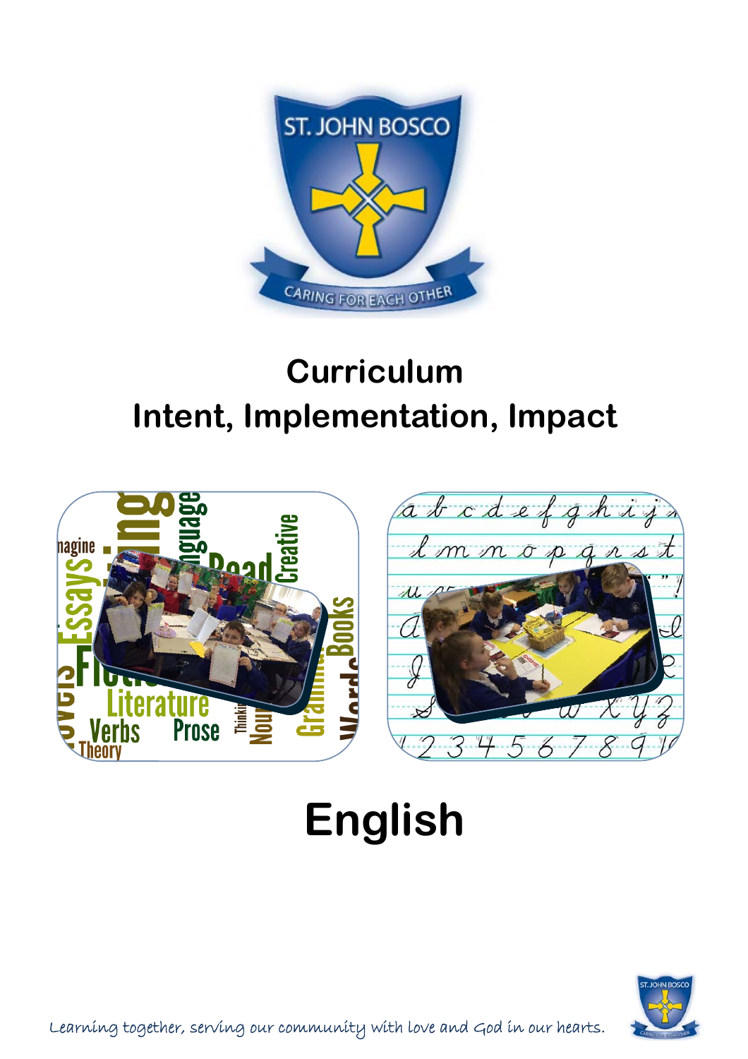# Curriculum

## Intent, Implementation, Impact

# English

Learning together, serving our community with love and God in our hearts.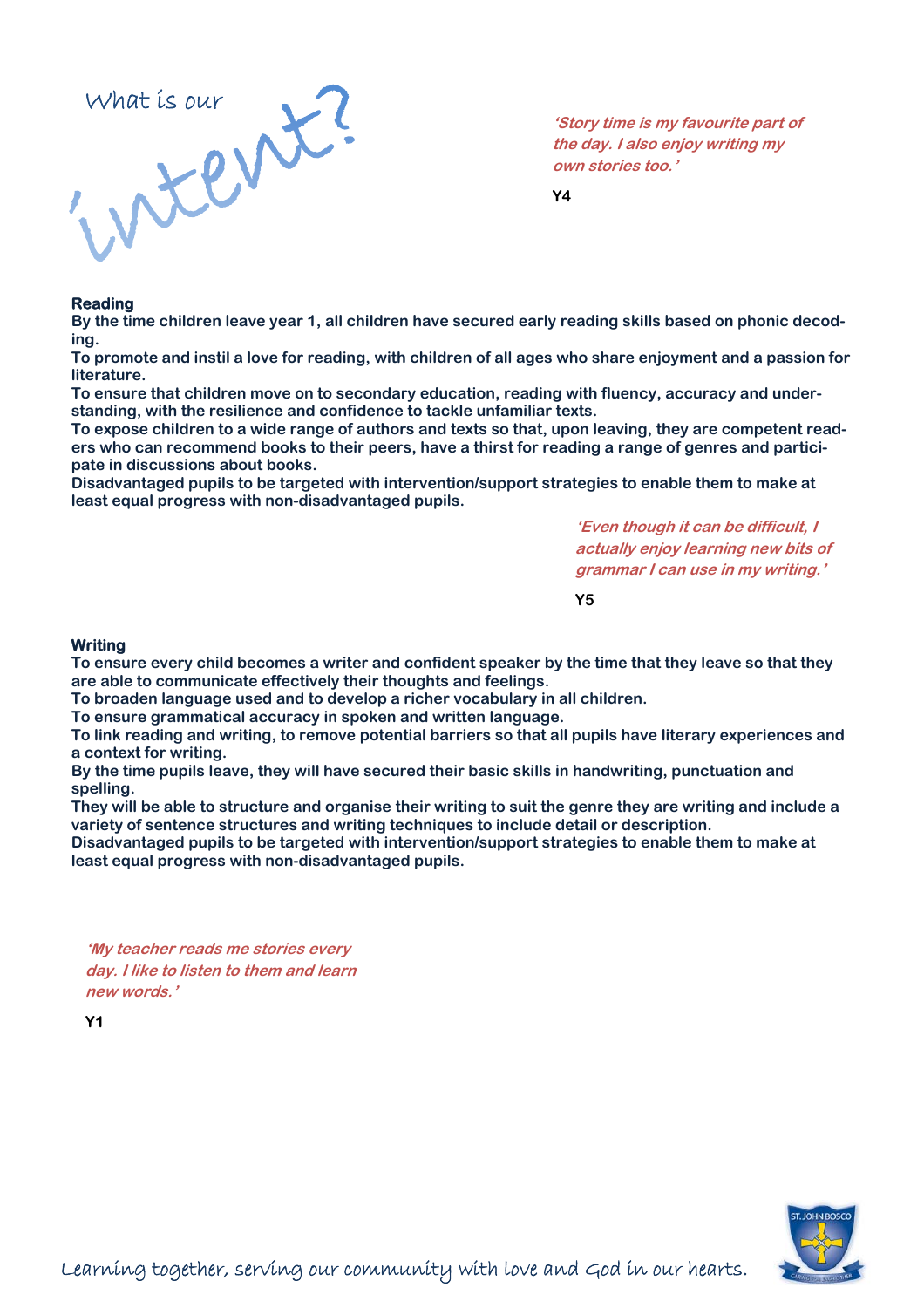# What is our intent?

*'Story time is my favourite part of the day. I also enjoy writing my own stories too.'*

**Y4**

**Reading**

**By the time children leave year 1, all children have secured early reading skills based on phonic decoding.**

**To promote and instil a love for reading, with children of all ages who share enjoyment and a passion for literature.**

**To ensure that children move on to secondary education, reading with fluency, accuracy and understanding, with the resilience and confidence to tackle unfamiliar texts.**

**To expose children to a wide range of authors and texts so that, upon leaving, they are competent readers who can recommend books to their peers, have a thirst for reading a range of genres and participate in discussions about books.**

**Disadvantaged pupils to be targeted with intervention/support strategies to enable them to make at least equal progress with non-disadvantaged pupils.**

*'Even though it can be difficult, I actually enjoy learning new bits of grammar I can use in my writing.'*

**Y5**

**Writing**

**To ensure every child becomes a writer and confident speaker by the time that they leave so that they are able to communicate effectively their thoughts and feelings.**

**To broaden language used and to develop a richer vocabulary in all children.**

**To ensure grammatical accuracy in spoken and written language.**

**To link reading and writing, to remove potential barriers so that all pupils have literary experiences and a context for writing.**

**By the time pupils leave, they will have secured their basic skills in handwriting, punctuation and spelling.**

**They will be able to structure and organise their writing to suit the genre they are writing and include a variety of sentence structures and writing techniques to include detail or description.**

**Disadvantaged pupils to be targeted with intervention/support strategies to enable them to make at least equal progress with non-disadvantaged pupils.**

*'My teacher reads me stories every day. I like to listen to them and learn new words.'*

**Y1**

Learning together, serving our community with love and God in our hearts.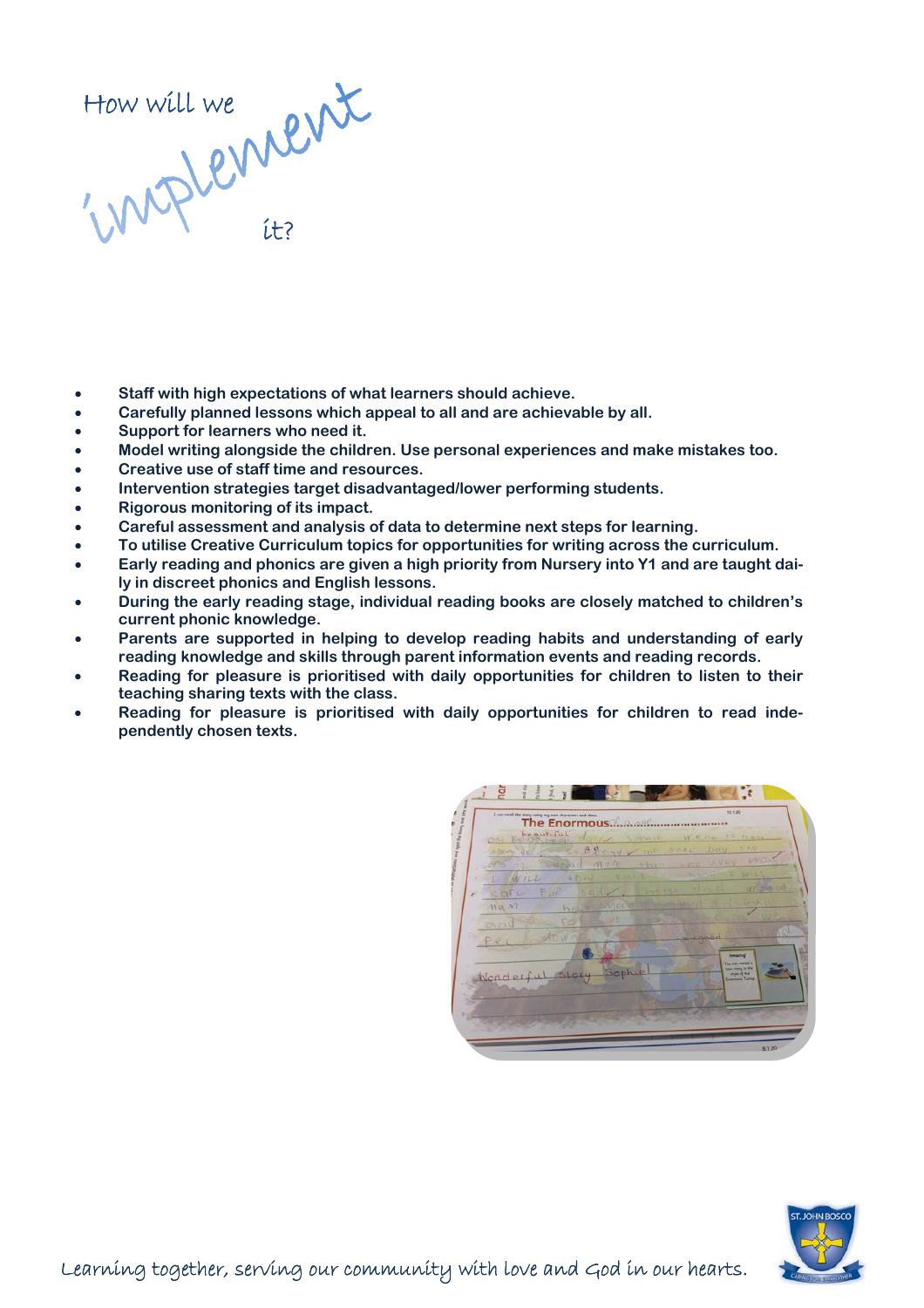# How will we implement it?

- Staff with high expectations of what learners should achieve.
- Carefully planned lessons which appeal to all and are achievable by all.
- Support for learners who need it.
- Model writing alongside the children. Use personal experiences and make mistakes too.
- Creative use of staff time and resources.
- Intervention strategies target disadvantaged/lower performing students.
- Rigorous monitoring of its impact.
- Careful assessment and analysis of data to determine next steps for learning.
- To utilise Creative Curriculum topics for opportunities for writing across the curriculum.
- Early reading and phonics are given a high priority from Nursery into Y1 and are taught daily in discreet phonics and English lessons.
- During the early reading stage, individual reading books are closely matched to children's current phonic knowledge.
- Parents are supported in helping to develop reading habits and understanding of early reading knowledge and skills through parent information events and reading records.
- Reading for pleasure is prioritised with daily opportunities for children to listen to their teaching sharing texts with the class.
- Reading for pleasure is prioritised with daily opportunities for children to read independently chosen texts.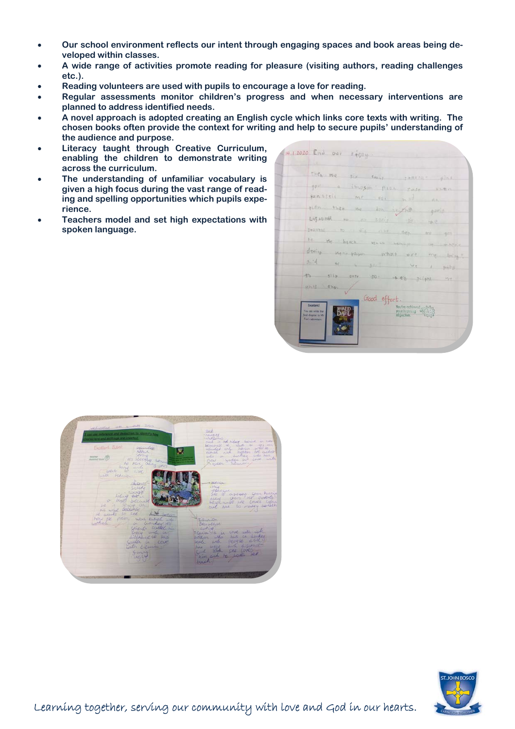- Our school environment reflects our intent through engaging spaces and book areas being developed within classes.
- A wide range of activities promote reading for pleasure (visiting authors, reading challenges etc.).
- Reading volunteers are used with pupils to encourage a love for reading.
- Regular assessments monitor children's progress and when necessary interventions are planned to address identified needs.
- A novel approach is adopted creating an English cycle which links core texts with writing. The chosen books often provide the context for writing and help to secure pupils' understanding of the audience and purpose.
- Literacy taught through Creative Curriculum, enabling the children to demonstrate writing across the curriculum.
- The understanding of unfamiliar vocabulary is given a high focus during the vast range of reading and spelling opportunities which pupils experience.
- Teachers model and set high expectations with spoken language.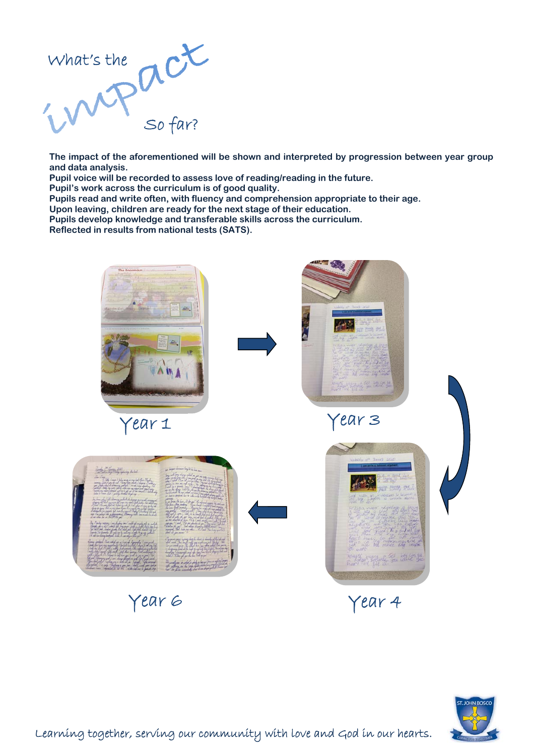# What's the impact so far?

**The impact of the aforementioned will be shown and interpreted by progression between year group and data analysis.**
**Pupil voice will be recorded to assess love of reading/reading in the future.**
**Pupil's work across the curriculum is of good quality.**
**Pupils read and write often, with fluency and comprehension appropriate to their age.**
**Upon leaving, children are ready for the next stage of their education.**
**Pupils develop knowledge and transferable skills across the curriculum.**
**Reflected in results from national tests (SATS).**

Year 1

Year 3

Year 4

Year 6

Learning together, serving our community with love and God in our hearts.